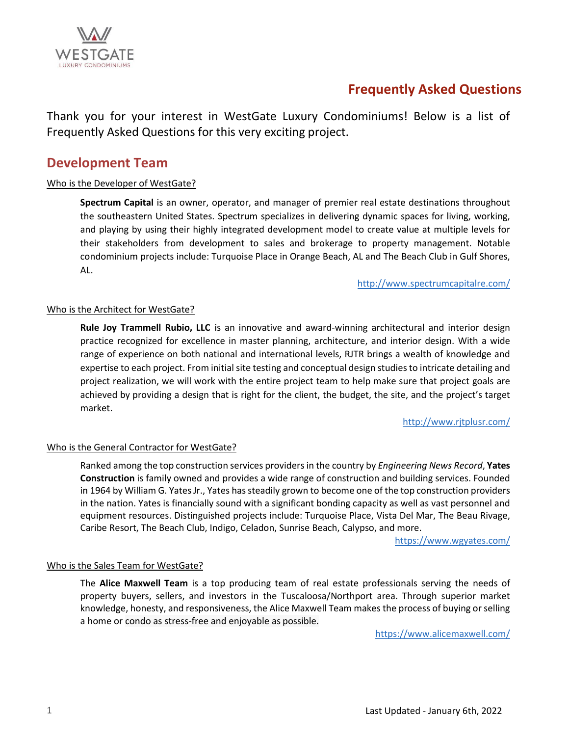# Frequently Asked Questions

Thank you for your interest in WestGate Luxury Condominiums! Below is a list of Frequently Asked Questions for this very exciting project.

## Development Team

### Who is the Developer of WestGate?

**Spectrum Capital** is an owner, operator, and manager of premier real estate destinations throughout the southeastern United States. Spectrum specializes in delivering dynamic spaces for living, working, and playing by using their highly integrated development model to create value at multiple levels for their stakeholders from development to sales and brokerage to property management. Notable condominium projects include: Turquoise Place in Orange Beach, AL and The Beach Club in Gulf Shores, AL.

http://www.spectrumcapitalre.com/

### Who is the Architect for WestGate?

**Rule Joy Trammell Rubio, LLC** is an innovative and award-winning architectural and interior design practice recognized for excellence in master planning, architecture, and interior design. With a wide range of experience on both national and international levels, RJTR brings a wealth of knowledge and expertise to each project. From initial site testing and conceptual design studies to intricate detailing and project realization, we will work with the entire project team to help make sure that project goals are achieved by providing a design that is right for the client, the budget, the site, and the project's target market.

http://www.rjtplusr.com/

### Who is the General Contractor for WestGate?

Ranked among the top construction services providers in the country by *Engineering News Record*, **Yates Construction** is family owned and provides a wide range of construction and building services. Founded in 1964 by William G. Yates Jr., Yates has steadily grown to become one of the top construction providers in the nation. Yates is financially sound with a significant bonding capacity as well as vast personnel and equipment resources. Distinguished projects include: Turquoise Place, Vista Del Mar, The Beau Rivage, Caribe Resort, The Beach Club, Indigo, Celadon, Sunrise Beach, Calypso, and more.

https://www.wgyates.com/

### Who is the Sales Team for WestGate?

The **Alice Maxwell Team** is a top producing team of real estate professionals serving the needs of property buyers, sellers, and investors in the Tuscaloosa/Northport area. Through superior market knowledge, honesty, and responsiveness, the Alice Maxwell Team makes the process of buying or selling a home or condo as stress-free and enjoyable as possible.

https://www.alicemaxwell.com/

Last Updated - January 6th, 2022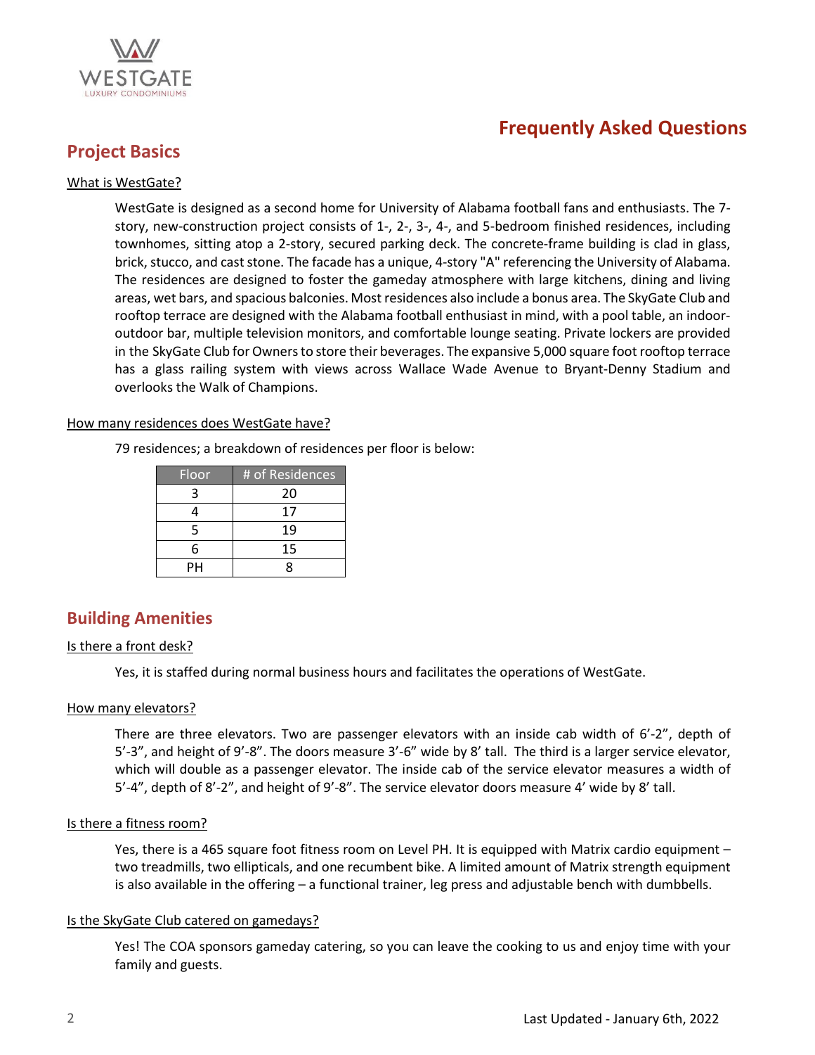# Frequently Asked Questions

## Project Basics

<u>What is WestGate?</u>

WestGate is designed as a second home for University of Alabama football fans and enthusiasts. The 7-story, new-construction project consists of 1-, 2-, 3-, 4-, and 5-bedroom finished residences, including townhomes, sitting atop a 2-story, secured parking deck. The concrete-frame building is clad in glass, brick, stucco, and cast stone. The facade has a unique, 4-story "A" referencing the University of Alabama. The residences are designed to foster the gameday atmosphere with large kitchens, dining and living areas, wet bars, and spacious balconies. Most residences also include a bonus area. The SkyGate Club and rooftop terrace are designed with the Alabama football enthusiast in mind, with a pool table, an indoor-outdoor bar, multiple television monitors, and comfortable lounge seating. Private lockers are provided in the SkyGate Club for Owners to store their beverages. The expansive 5,000 square foot rooftop terrace has a glass railing system with views across Wallace Wade Avenue to Bryant-Denny Stadium and overlooks the Walk of Champions.

<u>How many residences does WestGate have?</u>

79 residences; a breakdown of residences per floor is below:

| Floor | # of Residences |
|---|---|
| 3 | 20 |
| 4 | 17 |
| 5 | 19 |
| 6 | 15 |
| PH | 8 |

## Building Amenities

<u>Is there a front desk?</u>

Yes, it is staffed during normal business hours and facilitates the operations of WestGate.

<u>How many elevators?</u>

There are three elevators. Two are passenger elevators with an inside cab width of 6'-2", depth of 5'-3", and height of 9'-8". The doors measure 3'-6" wide by 8' tall. The third is a larger service elevator, which will double as a passenger elevator. The inside cab of the service elevator measures a width of 5'-4", depth of 8'-2", and height of 9'-8". The service elevator doors measure 4' wide by 8' tall.

<u>Is there a fitness room?</u>

Yes, there is a 465 square foot fitness room on Level PH. It is equipped with Matrix cardio equipment – two treadmills, two ellipticals, and one recumbent bike. A limited amount of Matrix strength equipment is also available in the offering – a functional trainer, leg press and adjustable bench with dumbbells.

<u>Is the SkyGate Club catered on gamedays?</u>

Yes! The COA sponsors gameday catering, so you can leave the cooking to us and enjoy time with your family and guests.

Last Updated - January 6th, 2022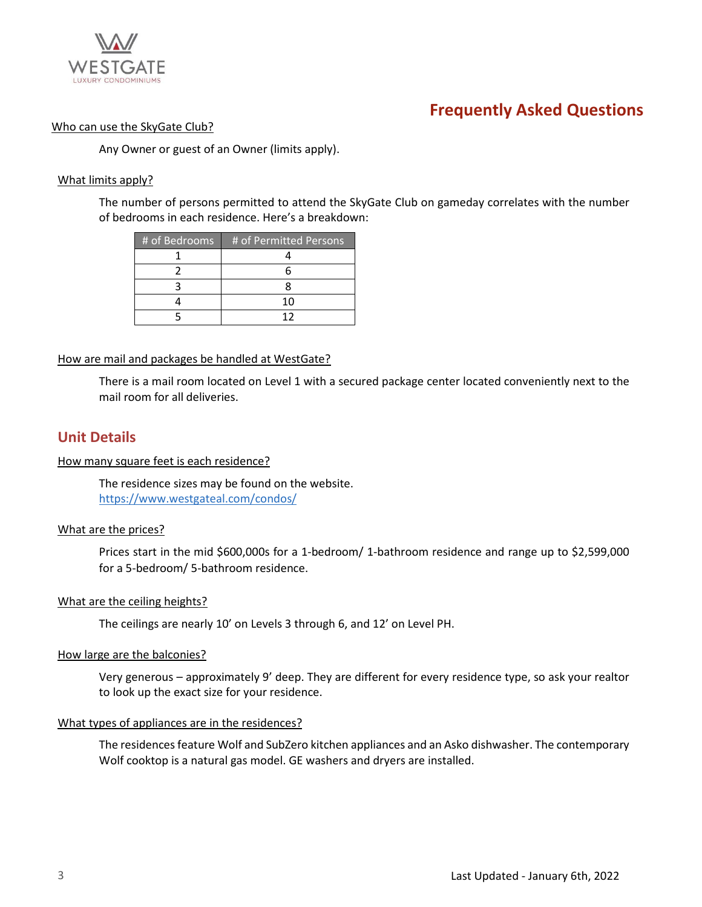WESTGATE
LUXURY CONDOMINIUMS

# Frequently Asked Questions

Who can use the SkyGate Club?

Any Owner or guest of an Owner (limits apply).

What limits apply?

The number of persons permitted to attend the SkyGate Club on gameday correlates with the number of bedrooms in each residence. Here's a breakdown:

| # of Bedrooms | # of Permitted Persons |
|---|---|
| 1 | 4 |
| 2 | 6 |
| 3 | 8 |
| 4 | 10 |
| 5 | 12 |

How are mail and packages be handled at WestGate?

There is a mail room located on Level 1 with a secured package center located conveniently next to the mail room for all deliveries.

## Unit Details

How many square feet is each residence?

The residence sizes may be found on the website.
https://www.westgateal.com/condos/

What are the prices?

Prices start in the mid $600,000s for a 1-bedroom/ 1-bathroom residence and range up to $2,599,000 for a 5-bedroom/ 5-bathroom residence.

What are the ceiling heights?

The ceilings are nearly 10' on Levels 3 through 6, and 12' on Level PH.

How large are the balconies?

Very generous – approximately 9' deep. They are different for every residence type, so ask your realtor to look up the exact size for your residence.

What types of appliances are in the residences?

The residences feature Wolf and SubZero kitchen appliances and an Asko dishwasher. The contemporary Wolf cooktop is a natural gas model. GE washers and dryers are installed.

Last Updated - January 6th, 2022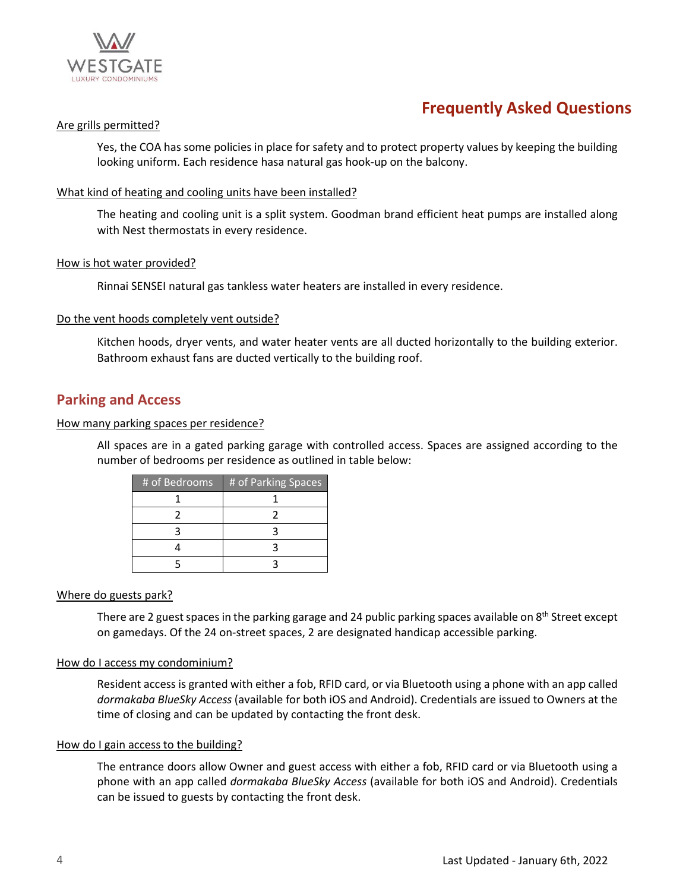## Frequently Asked Questions

Are grills permitted?

Yes, the COA has some policies in place for safety and to protect property values by keeping the building looking uniform. Each residence hasa natural gas hook-up on the balcony.

What kind of heating and cooling units have been installed?

The heating and cooling unit is a split system. Goodman brand efficient heat pumps are installed along with Nest thermostats in every residence.

How is hot water provided?

Rinnai SENSEI natural gas tankless water heaters are installed in every residence.

Do the vent hoods completely vent outside?

Kitchen hoods, dryer vents, and water heater vents are all ducted horizontally to the building exterior. Bathroom exhaust fans are ducted vertically to the building roof.

## Parking and Access

How many parking spaces per residence?

All spaces are in a gated parking garage with controlled access. Spaces are assigned according to the number of bedrooms per residence as outlined in table below:

| # of Bedrooms | # of Parking Spaces |
|---|---|
| 1 | 1 |
| 2 | 2 |
| 3 | 3 |
| 4 | 3 |
| 5 | 3 |

Where do guests park?

There are 2 guest spaces in the parking garage and 24 public parking spaces available on 8th Street except on gamedays. Of the 24 on-street spaces, 2 are designated handicap accessible parking.

How do I access my condominium?

Resident access is granted with either a fob, RFID card, or via Bluetooth using a phone with an app called *dormakaba BlueSky Access* (available for both iOS and Android). Credentials are issued to Owners at the time of closing and can be updated by contacting the front desk.

How do I gain access to the building?

The entrance doors allow Owner and guest access with either a fob, RFID card or via Bluetooth using a phone with an app called *dormakaba BlueSky Access* (available for both iOS and Android). Credentials can be issued to guests by contacting the front desk.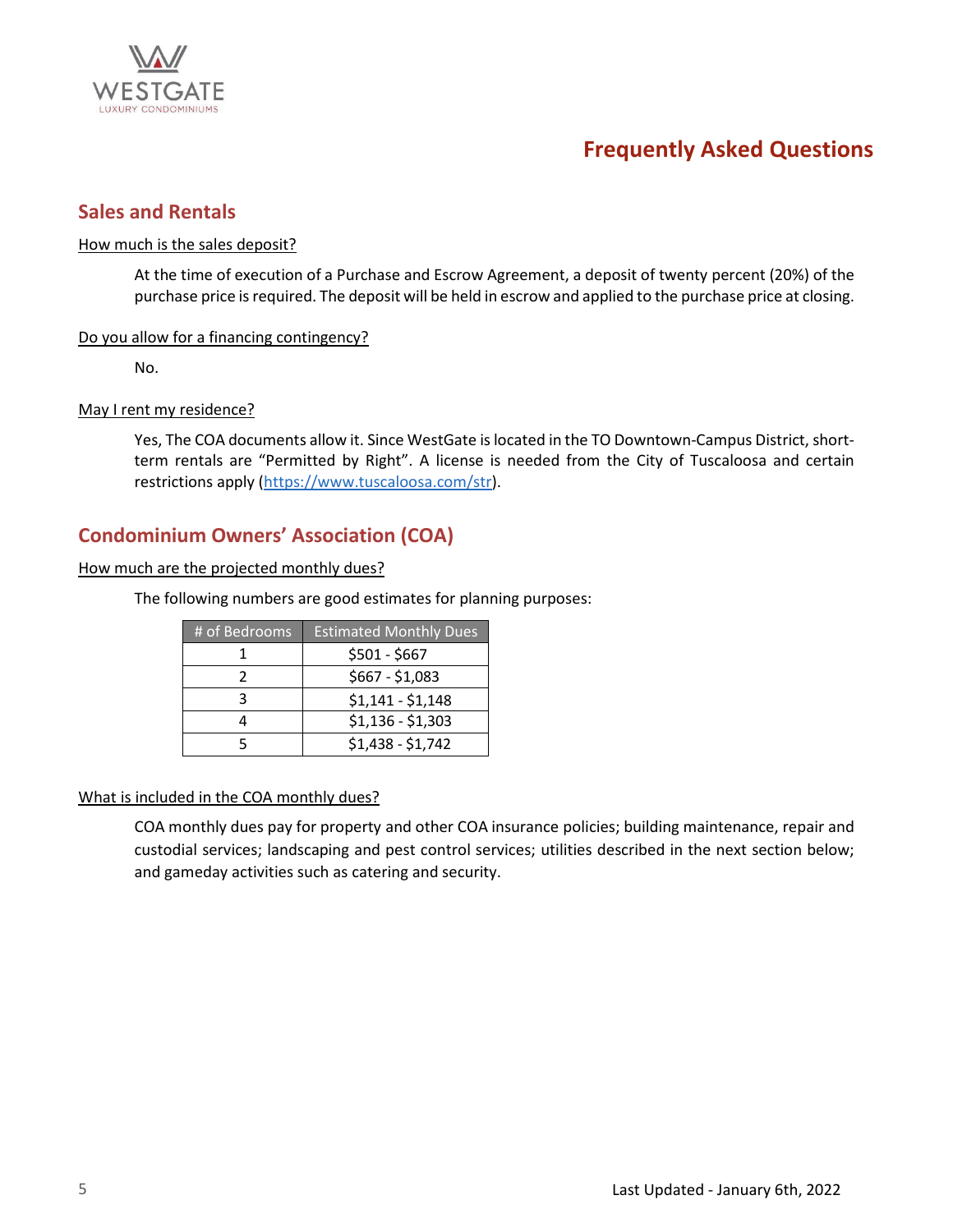WESTGATE
LUXURY CONDOMINIUMS

# Frequently Asked Questions

## Sales and Rentals

How much is the sales deposit?

At the time of execution of a Purchase and Escrow Agreement, a deposit of twenty percent (20%) of the purchase price is required. The deposit will be held in escrow and applied to the purchase price at closing.

Do you allow for a financing contingency?

No.

May I rent my residence?

Yes, The COA documents allow it. Since WestGate is located in the TO Downtown-Campus District, short-term rentals are "Permitted by Right". A license is needed from the City of Tuscaloosa and certain restrictions apply (https://www.tuscaloosa.com/str).

## Condominium Owners' Association (COA)

How much are the projected monthly dues?

The following numbers are good estimates for planning purposes:

| # of Bedrooms | Estimated Monthly Dues |
|---|---|
| 1 | $501 - $667 |
| 2 | $667 - $1,083 |
| 3 | $1,141 - $1,148 |
| 4 | $1,136 - $1,303 |
| 5 | $1,438 - $1,742 |

What is included in the COA monthly dues?

COA monthly dues pay for property and other COA insurance policies; building maintenance, repair and custodial services; landscaping and pest control services; utilities described in the next section below; and gameday activities such as catering and security.

Last Updated - January 6th, 2022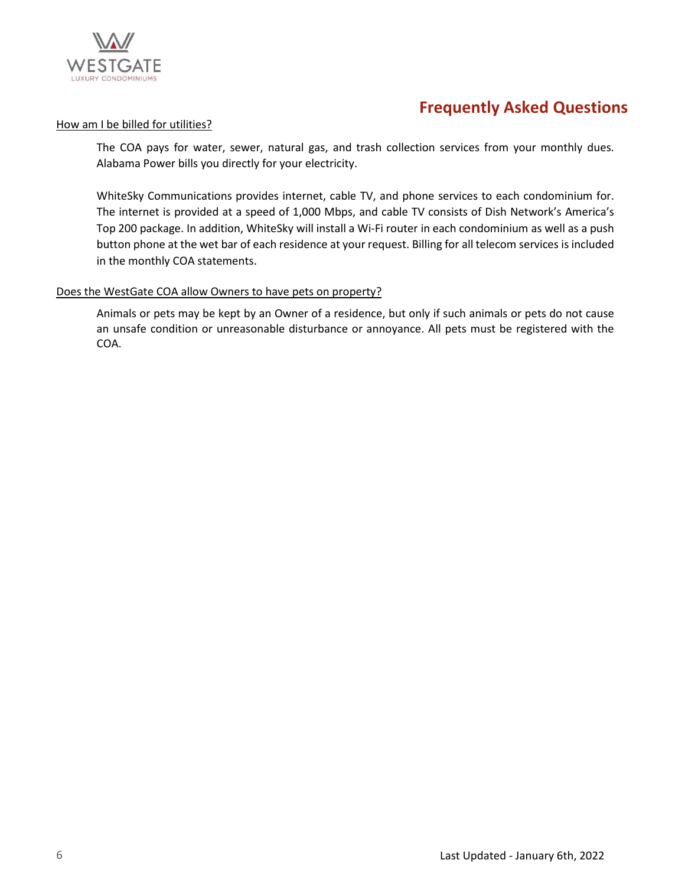## Frequently Asked Questions

<u>How am I be billed for utilities?</u>

The COA pays for water, sewer, natural gas, and trash collection services from your monthly dues. Alabama Power bills you directly for your electricity.

WhiteSky Communications provides internet, cable TV, and phone services to each condominium for. The internet is provided at a speed of 1,000 Mbps, and cable TV consists of Dish Network's America's Top 200 package. In addition, WhiteSky will install a Wi-Fi router in each condominium as well as a push button phone at the wet bar of each residence at your request. Billing for all telecom services is included in the monthly COA statements.

<u>Does the WestGate COA allow Owners to have pets on property?</u>

Animals or pets may be kept by an Owner of a residence, but only if such animals or pets do not cause an unsafe condition or unreasonable disturbance or annoyance. All pets must be registered with the COA.

Last Updated - January 6th, 2022